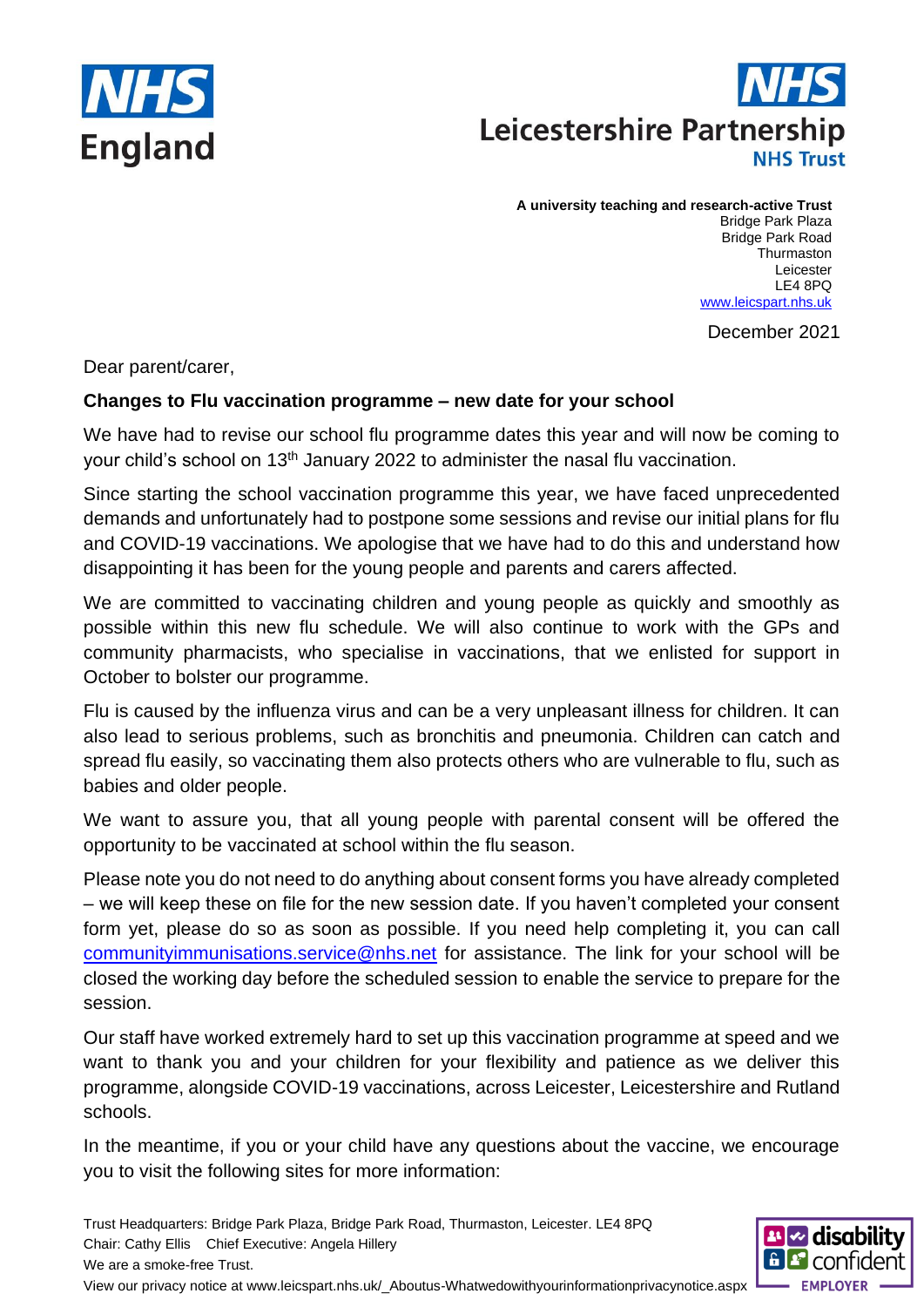NHS England

Leicestershire Partnership NHS Trust

**A university teaching and research-active Trust**
Bridge Park Plaza
Bridge Park Road
Thurmaston
Leicester
LE4 8PQ
www.leicspart.nhs.uk

December 2021

Dear parent/carer,

**Changes to Flu vaccination programme – new date for your school**

We have had to revise our school flu programme dates this year and will now be coming to your child's school on 13th January 2022 to administer the nasal flu vaccination.

Since starting the school vaccination programme this year, we have faced unprecedented demands and unfortunately had to postpone some sessions and revise our initial plans for flu and COVID-19 vaccinations. We apologise that we have had to do this and understand how disappointing it has been for the young people and parents and carers affected.

We are committed to vaccinating children and young people as quickly and smoothly as possible within this new flu schedule. We will also continue to work with the GPs and community pharmacists, who specialise in vaccinations, that we enlisted for support in October to bolster our programme.

Flu is caused by the influenza virus and can be a very unpleasant illness for children. It can also lead to serious problems, such as bronchitis and pneumonia. Children can catch and spread flu easily, so vaccinating them also protects others who are vulnerable to flu, such as babies and older people.

We want to assure you, that all young people with parental consent will be offered the opportunity to be vaccinated at school within the flu season.

Please note you do not need to do anything about consent forms you have already completed – we will keep these on file for the new session date. If you haven't completed your consent form yet, please do so as soon as possible. If you need help completing it, you can call communityimmunisations.service@nhs.net for assistance. The link for your school will be closed the working day before the scheduled session to enable the service to prepare for the session.

Our staff have worked extremely hard to set up this vaccination programme at speed and we want to thank you and your children for your flexibility and patience as we deliver this programme, alongside COVID-19 vaccinations, across Leicester, Leicestershire and Rutland schools.

In the meantime, if you or your child have any questions about the vaccine, we encourage you to visit the following sites for more information:

Trust Headquarters: Bridge Park Plaza, Bridge Park Road, Thurmaston, Leicester. LE4 8PQ
Chair: Cathy Ellis Chief Executive: Angela Hillery
We are a smoke-free Trust.
View our privacy notice at www.leicspart.nhs.uk/_Aboutus-Whatwedowithyourinformationprivacynotice.aspx

disability confident EMPLOYER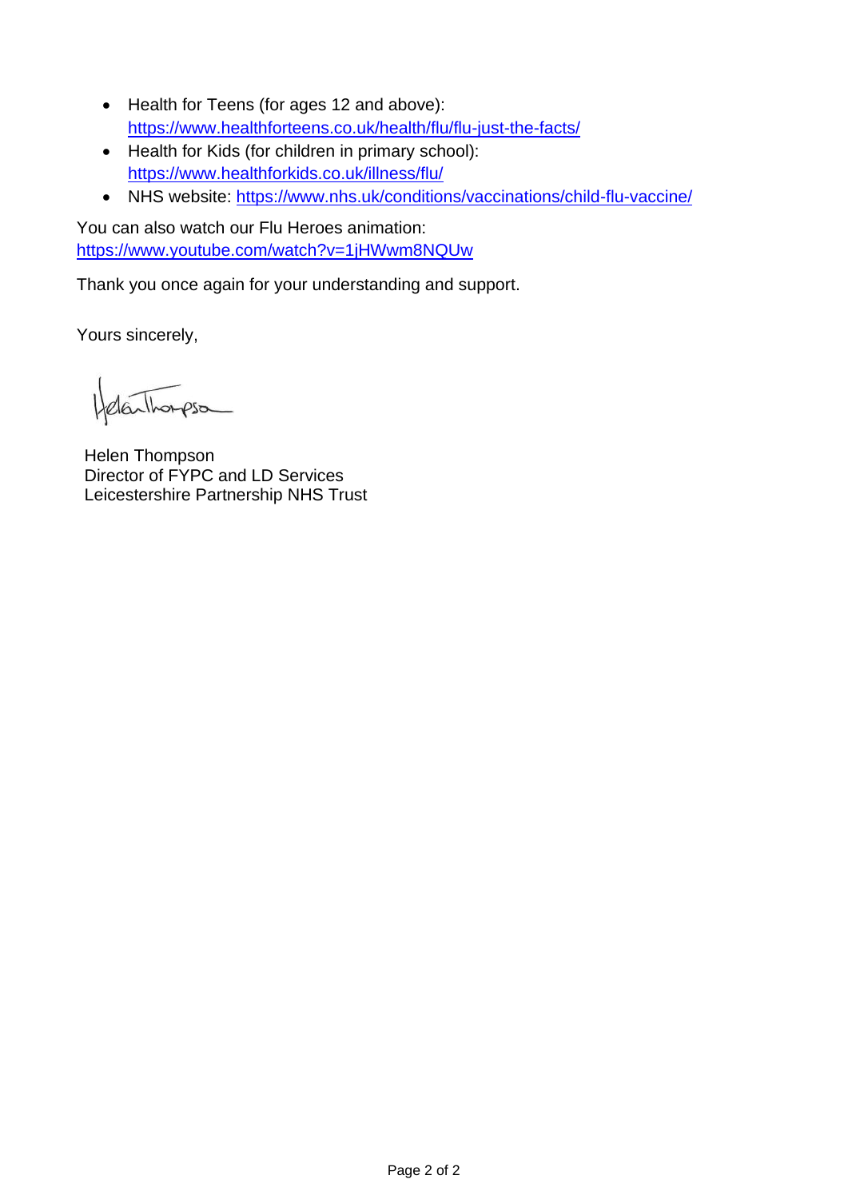- Health for Teens (for ages 12 and above): https://www.healthforteens.co.uk/health/flu/flu-just-the-facts/
- Health for Kids (for children in primary school): https://www.healthforkids.co.uk/illness/flu/
- NHS website: https://www.nhs.uk/conditions/vaccinations/child-flu-vaccine/

You can also watch our Flu Heroes animation: https://www.youtube.com/watch?v=1jHWwm8NQUw

Thank you once again for your understanding and support.

Yours sincerely,

Helen Thompson
Director of FYPC and LD Services
Leicestershire Partnership NHS Trust